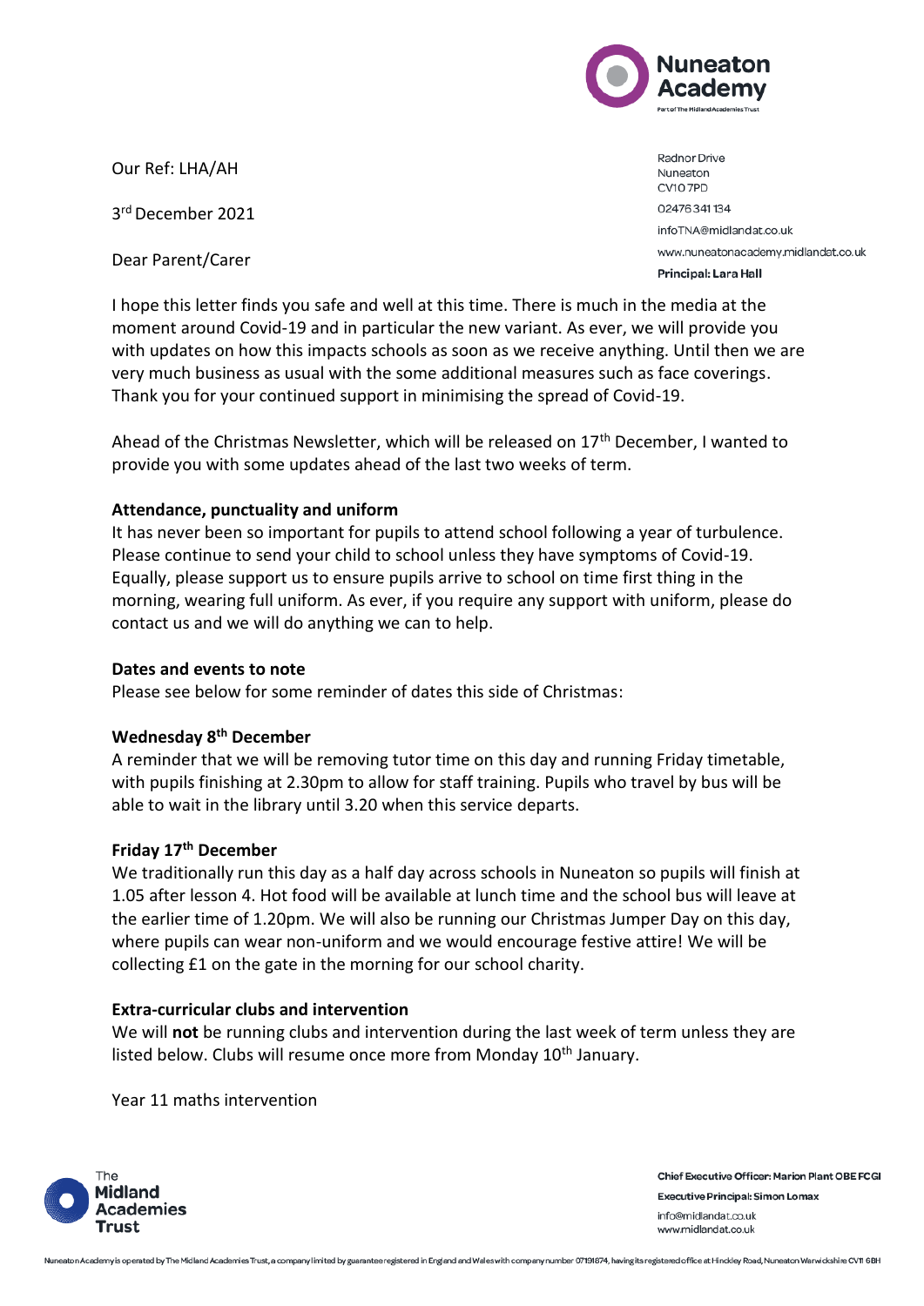Our Ref: LHA/AH

3rd December 2021

Dear Parent/Carer

Radnor Drive
Nuneaton
CV10 7PD
02476 341 134
infoTNA@midlandat.co.uk
www.nuneatonacademy.midlandat.co.uk
**Principal: Lara Hall**

I hope this letter finds you safe and well at this time. There is much in the media at the moment around Covid-19 and in particular the new variant. As ever, we will provide you with updates on how this impacts schools as soon as we receive anything. Until then we are very much business as usual with the some additional measures such as face coverings. Thank you for your continued support in minimising the spread of Covid-19.

Ahead of the Christmas Newsletter, which will be released on 17th December, I wanted to provide you with some updates ahead of the last two weeks of term.

**Attendance, punctuality and uniform**

It has never been so important for pupils to attend school following a year of turbulence. Please continue to send your child to school unless they have symptoms of Covid-19. Equally, please support us to ensure pupils arrive to school on time first thing in the morning, wearing full uniform. As ever, if you require any support with uniform, please do contact us and we will do anything we can to help.

**Dates and events to note**

Please see below for some reminder of dates this side of Christmas:

**Wednesday 8th December**

A reminder that we will be removing tutor time on this day and running Friday timetable, with pupils finishing at 2.30pm to allow for staff training. Pupils who travel by bus will be able to wait in the library until 3.20 when this service departs.

**Friday 17th December**

We traditionally run this day as a half day across schools in Nuneaton so pupils will finish at 1.05 after lesson 4. Hot food will be available at lunch time and the school bus will leave at the earlier time of 1.20pm. We will also be running our Christmas Jumper Day on this day, where pupils can wear non-uniform and we would encourage festive attire! We will be collecting £1 on the gate in the morning for our school charity.

**Extra-curricular clubs and intervention**

We will **not** be running clubs and intervention during the last week of term unless they are listed below. Clubs will resume once more from Monday 10th January.

Year 11 maths intervention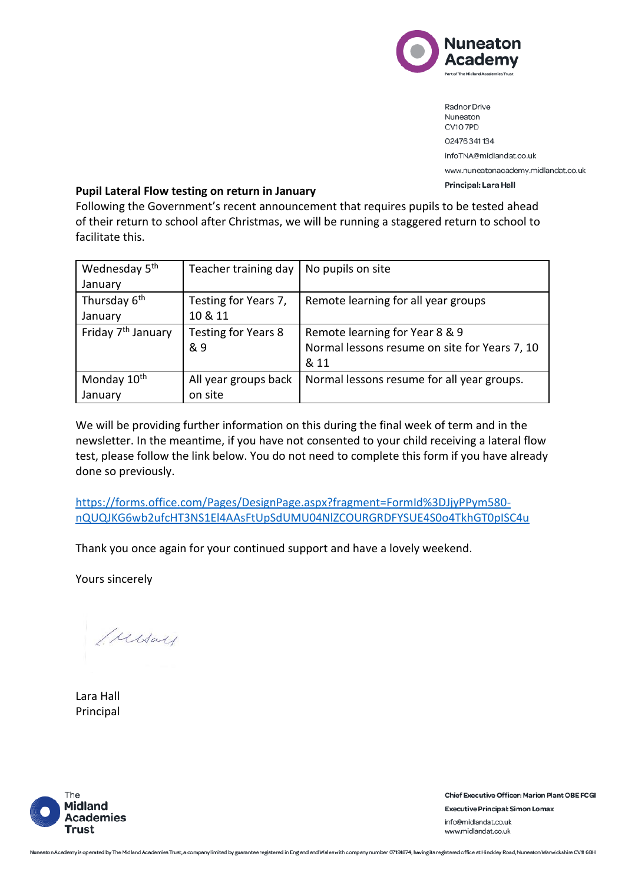Nuneaton Academy
Part of The Midland Academies Trust

Radnor Drive
Nuneaton
CV10 7PD
02476 341 134
infoTNA@midlandat.co.uk
www.nuneatonacademy.midlandat.co.uk
**Principal: Lara Hall**

**Pupil Lateral Flow testing on return in January**

Following the Government's recent announcement that requires pupils to be tested ahead of their return to school after Christmas, we will be running a staggered return to school to facilitate this.

| | | |
|---|---|---|
| Wednesday 5th January | Teacher training day | No pupils on site |
| Thursday 6th January | Testing for Years 7, 10 & 11 | Remote learning for all year groups |
| Friday 7th January | Testing for Years 8 & 9 | Remote learning for Year 8 & 9<br>Normal lessons resume on site for Years 7, 10 & 11 |
| Monday 10th January | All year groups back on site | Normal lessons resume for all year groups. |

We will be providing further information on this during the final week of term and in the newsletter. In the meantime, if you have not consented to your child receiving a lateral flow test, please follow the link below. You do not need to complete this form if you have already done so previously.

https://forms.office.com/Pages/DesignPage.aspx?fragment=FormId%3DJjyPPym580-nQUQJKG6wb2ufcHT3NS1El4AAsFtUpSdUMU04NlZCOURGRDFYSUE4S0o4TkhGT0pISC4u

Thank you once again for your continued support and have a lovely weekend.

Yours sincerely

Lara Hall
Principal

The Midland Academies Trust

**Chief Executive Officer: Marion Plant OBE FCGI**
**Executive Principal: Simon Lomax**
info@midlandat.co.uk
www.midlandat.co.uk

Nuneaton Academy is operated by The Midland Academies Trust, a company limited by guarantee registered in England and Wales with company number 07191674, having its registered office at Hinckley Road, Nuneaton Warwickshire CV11 6BH